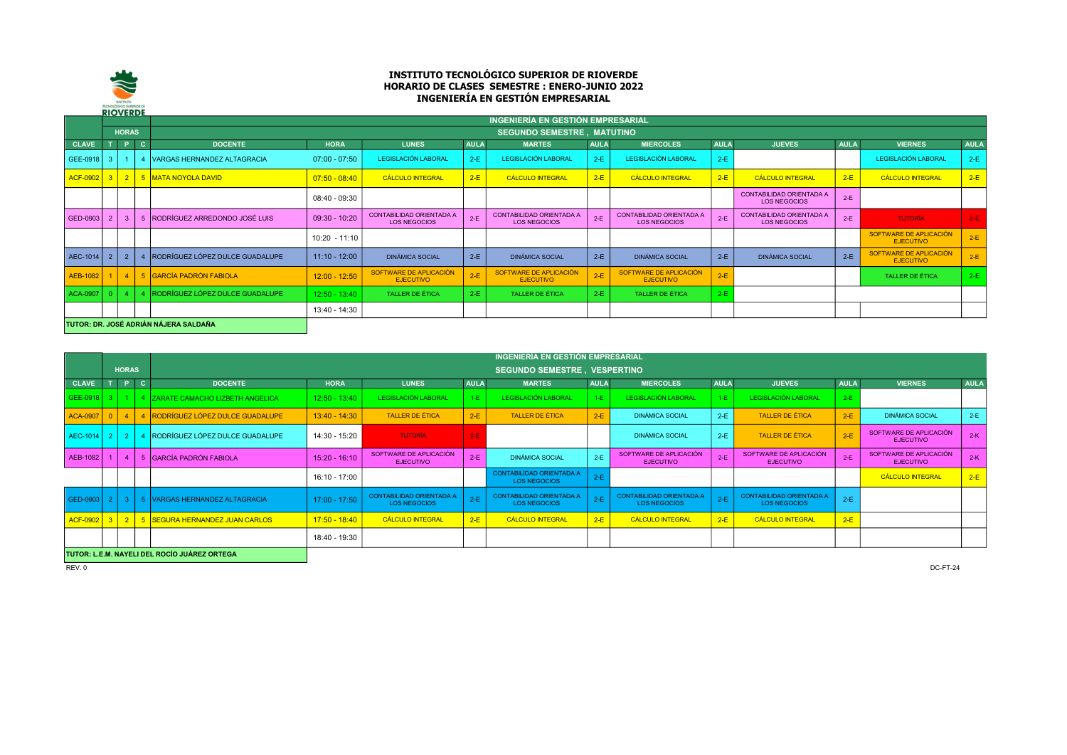# INSTITUTO TECNOLÓGICO SUPERIOR DE RIOVERDE
## HORARIO DE CLASES SEMESTRE : ENERO-JUNIO 2022
## INGENIERÍA EN GESTIÓN EMPRESARIAL

| | | | | | | INGENIERÍA EN GESTIÓN EMPRESARIAL | | | | | | | | | | |
|---|---|---|---|---|---|---|---|---|---|---|---|---|---|---|---|---|
| | HORAS | | | | | SEGUNDO SEMESTRE , MATUTINO | | | | | | | | | | |
| CLAVE | T | P | C | DOCENTE | HORA | LUNES | AULA | MARTES | AULA | MIERCOLES | AULA | JUEVES | AULA | VIERNES | AULA |
| GEE-0918 | 3 | 1 | 4 | VARGAS HERNANDEZ ALTAGRACIA | 07:00 - 07:50 | LEGISLACIÓN LABORAL | 2-E | LEGISLACIÓN LABORAL | 2-E | LEGISLACIÓN LABORAL | 2-E | | | LEGISLACIÓN LABORAL | 2-E |
| ACF-0902 | 3 | 2 | 5 | MATA NOYOLA DAVID | 07:50 - 08:40 | CÁLCULO INTEGRAL | 2-E | CÁLCULO INTEGRAL | 2-E | CÁLCULO INTEGRAL | 2-E | CÁLCULO INTEGRAL | 2-E | CÁLCULO INTEGRAL | 2-E |
| | | | | | 08:40 - 09:30 | | | | | | | CONTABILIDAD ORIENTADA A LOS NEGOCIOS | 2-E | | |
| GED-0903 | 2 | 3 | 5 | RODRÍGUEZ ARREDONDO JOSÉ LUIS | 09:30 - 10:20 | CONTABILIDAD ORIENTADA A LOS NEGOCIOS | 2-E | CONTABILIDAD ORIENTADA A LOS NEGOCIOS | 2-E | CONTABILIDAD ORIENTADA A LOS NEGOCIOS | 2-E | CONTABILIDAD ORIENTADA A LOS NEGOCIOS | 2-E | TUTORÍA | 2-E |
| | | | | | 10:20 - 11:10 | | | | | | | | | SOFTWARE DE APLICACIÓN EJECUTIVO | 2-E |
| AEC-1014 | 2 | 2 | 4 | RODRÍGUEZ LÓPEZ DULCE GUADALUPE | 11:10 - 12:00 | DINÁMICA SOCIAL | 2-E | DINÁMICA SOCIAL | 2-E | DINÁMICA SOCIAL | 2-E | DINÁMICA SOCIAL | 2-E | SOFTWARE DE APLICACIÓN EJECUTIVO | 2-E |
| AEB-1082 | 1 | 4 | 5 | GARCÍA PADRÓN FABIOLA | 12:00 - 12:50 | SOFTWARE DE APLICACIÓN EJECUTIVO | 2-E | SOFTWARE DE APLICACIÓN EJECUTIVO | 2-E | SOFTWARE DE APLICACIÓN EJECUTIVO | 2-E | | | TALLER DE ÉTICA | 2-E |
| ACA-0907 | 0 | 4 | 4 | RODRÍGUEZ LÓPEZ DULCE GUADALUPE | 12:50 - 13:40 | TALLER DE ÉTICA | 2-E | TALLER DE ÉTICA | 2-E | TALLER DE ÉTICA | 2-E | | | | |
| | | | | | 13:40 - 14:30 | | | | | | | | | | |

**TUTOR: DR. JOSÉ ADRIÁN NÁJERA SALDAÑA**

| | | | | | | INGENIERÍA EN GESTIÓN EMPRESARIAL | | | | | | | | | | |
|---|---|---|---|---|---|---|---|---|---|---|---|---|---|---|---|---|
| | HORAS | | | | | SEGUNDO SEMESTRE , VESPERTINO | | | | | | | | | | |
| CLAVE | T | P | C | DOCENTE | HORA | LUNES | AULA | MARTES | AULA | MIERCOLES | AULA | JUEVES | AULA | VIERNES | AULA |
| GEE-0918 | 3 | 1 | 4 | ZARATE CAMACHO LIZBETH ANGELICA | 12:50 - 13:40 | LEGISLACIÓN LABORAL | 1-E | LEGISLACIÓN LABORAL | 1-E | LEGISLACIÓN LABORAL | 1-E | LEGISLACIÓN LABORAL | 2-E | | |
| ACA-0907 | 0 | 4 | 4 | RODRÍGUEZ LÓPEZ DULCE GUADALUPE | 13:40 - 14:30 | TALLER DE ÉTICA | 2-E | TALLER DE ÉTICA | 2-E | DINÁMICA SOCIAL | 2-E | TALLER DE ÉTICA | 2-E | DINÁMICA SOCIAL | 2-E |
| AEC-1014 | 2 | 2 | 4 | RODRÍGUEZ LÓPEZ DULCE GUADALUPE | 14:30 - 15:20 | TUTORÍA | 2-E | | | DINÁMICA SOCIAL | 2-E | TALLER DE ÉTICA | 2-E | SOFTWARE DE APLICACIÓN EJECUTIVO | 2-K |
| AEB-1082 | 1 | 4 | 5 | GARCÍA PADRÓN FABIOLA | 15:20 - 16:10 | SOFTWARE DE APLICACIÓN EJECUTIVO | 2-E | DINÁMICA SOCIAL | 2-E | SOFTWARE DE APLICACIÓN EJECUTIVO | 2-E | SOFTWARE DE APLICACIÓN EJECUTIVO | 2-E | SOFTWARE DE APLICACIÓN EJECUTIVO | 2-K |
| | | | | | 16:10 - 17:00 | | | CONTABILIDAD ORIENTADA A LOS NEGOCIOS | 2-E | | | | | CÁLCULO INTEGRAL | 2-E |
| GED-0903 | 2 | 3 | 5 | VARGAS HERNANDEZ ALTAGRACIA | 17:00 - 17:50 | CONTABILIDAD ORIENTADA A LOS NEGOCIOS | 2-E | CONTABILIDAD ORIENTADA A LOS NEGOCIOS | 2-E | CONTABILIDAD ORIENTADA A LOS NEGOCIOS | 2-E | CONTABILIDAD ORIENTADA A LOS NEGOCIOS | 2-E | | |
| ACF-0902 | 3 | 2 | 5 | SEGURA HERNANDEZ JUAN CARLOS | 17:50 - 18:40 | CÁLCULO INTEGRAL | 2-E | CÁLCULO INTEGRAL | 2-E | CÁLCULO INTEGRAL | 2-E | CÁLCULO INTEGRAL | 2-E | | |
| | | | | | 18:40 - 19:30 | | | | | | | | | | |

**TUTOR: L.E.M. NAYELI DEL ROCÍO JUÁREZ ORTEGA**

REV. 0

DC-FT-24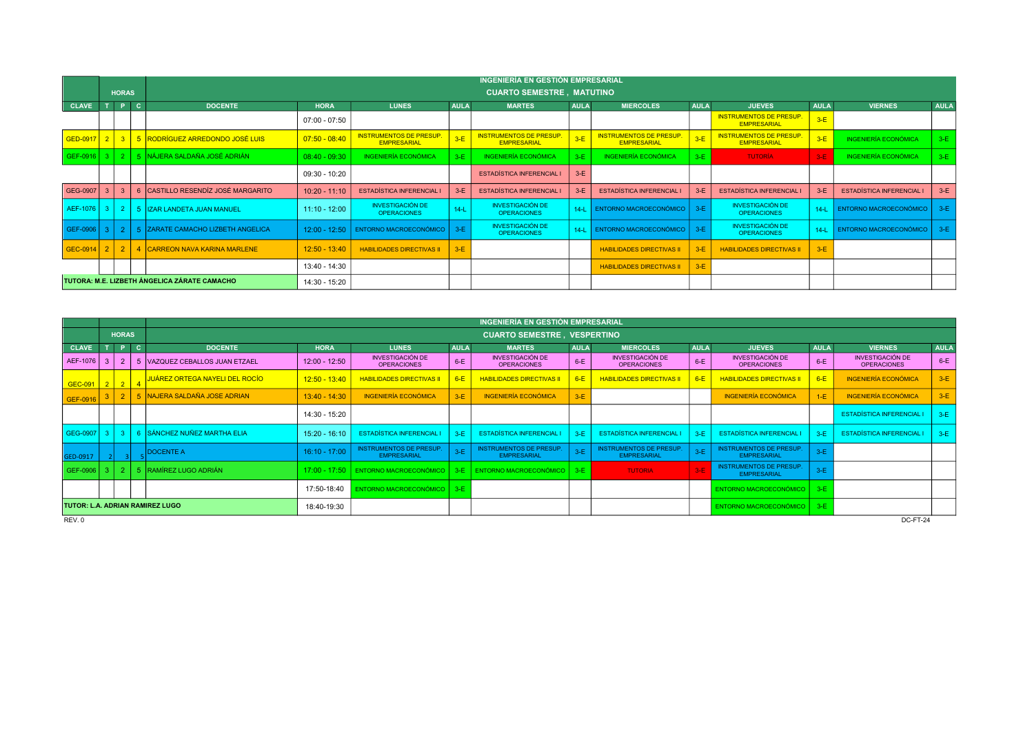| | HORAS | | | INGENIERÍA EN GESTIÓN EMPRESARIAL CUARTO SEMESTRE , MATUTINO | | | | | | | | | | | | |
|---|---|---|---|---|---|---|---|---|---|---|---|---|---|---|---|---|
| CLAVE | T | P | C | DOCENTE | HORA | LUNES | AULA | MARTES | AULA | MIERCOLES | AULA | JUEVES | AULA | VIERNES | AULA |
| | | | | | 07:00 - 07:50 | | | | | | | INSTRUMENTOS DE PRESUP. EMPRESARIAL | 3-E | | |
| GED-0917 | 2 | 3 | 5 | RODRÍGUEZ ARREDONDO JOSÉ LUIS | 07:50 - 08:40 | INSTRUMENTOS DE PRESUP. EMPRESARIAL | 3-E | INSTRUMENTOS DE PRESUP. EMPRESARIAL | 3-E | INSTRUMENTOS DE PRESUP. EMPRESARIAL | 3-E | INSTRUMENTOS DE PRESUP. EMPRESARIAL | 3-E | INGENIERÍA ECONÓMICA | 3-E |
| GEF-0916 | 3 | 2 | 5 | NÁJERA SALDAÑA JOSÉ ADRIÁN | 08:40 - 09:30 | INGENIERÍA ECONÓMICA | 3-E | INGENIERÍA ECONÓMICA | 3-E | INGENIERÍA ECONÓMICA | 3-E | TUTORIA | 3-E | INGENIERÍA ECONÓMICA | 3-E |
| | | | | | 09:30 - 10:20 | | | ESTADÍSTICA INFERENCIAL I | 3-E | | | | | | |
| GEG-0907 | 3 | 3 | 6 | CASTILLO RESENDÍZ JOSÉ MARGARITO | 10:20 - 11:10 | ESTADÍSTICA INFERENCIAL I | 3-E | ESTADÍSTICA INFERENCIAL I | 3-E | ESTADÍSTICA INFERENCIAL I | 3-E | ESTADÍSTICA INFERENCIAL I | 3-E | ESTADÍSTICA INFERENCIAL I | 3-E |
| AEF-1076 | 3 | 2 | 5 | IZAR LANDETA JUAN MANUEL | 11:10 - 12:00 | INVESTIGACIÓN DE OPERACIONES | 14-L | INVESTIGACIÓN DE OPERACIONES | 14-L | ENTORNO MACROECONÓMICO | 3-E | INVESTIGACIÓN DE OPERACIONES | 14-L | ENTORNO MACROECONÓMICO | 3-E |
| GEF-0906 | 3 | 2 | 5 | ZARATE CAMACHO LIZBETH ANGELICA | 12:00 - 12:50 | ENTORNO MACROECONÓMICO | 3-E | INVESTIGACIÓN DE OPERACIONES | 14-L | ENTORNO MACROECONÓMICO | 3-E | INVESTIGACIÓN DE OPERACIONES | 14-L | ENTORNO MACROECONÓMICO | 3-E |
| GEC-0914 | 2 | 2 | 4 | CARREON NAVA KARINA MARLENE | 12:50 - 13:40 | HABILIDADES DIRECTIVAS II | 3-E | | | HABILIDADES DIRECTIVAS II | 3-E | HABILIDADES DIRECTIVAS II | 3-E | | |
| | | | | | 13:40 - 14:30 | | | | | HABILIDADES DIRECTIVAS II | 3-E | | | | |
| TUTORA: M.E. LIZBETH ÁNGELICA ZÁRATE CAMACHO | | | | | 14:30 - 15:20 | | | | | | | | | | |

| | HORAS | | | INGENIERÍA EN GESTIÓN EMPRESARIAL CUARTO SEMESTRE , VESPERTINO | | | | | | | | | | | | |
|---|---|---|---|---|---|---|---|---|---|---|---|---|---|---|---|---|
| CLAVE | T | P | C | DOCENTE | HORA | LUNES | AULA | MARTES | AULA | MIERCOLES | AULA | JUEVES | AULA | VIERNES | AULA |
| AEF-1076 | 3 | 2 | 5 | VAZQUEZ CEBALLOS JUAN ETZAEL | 12:00 - 12:50 | INVESTIGACIÓN DE OPERACIONES | 6-E | INVESTIGACIÓN DE OPERACIONES | 6-E | INVESTIGACIÓN DE OPERACIONES | 6-E | INVESTIGACIÓN DE OPERACIONES | 6-E | INVESTIGACIÓN DE OPERACIONES | 6-E |
| GEC-091 | 2 | 2 | 4 | JUÁREZ ORTEGA NAYELI DEL ROCÍO | 12:50 - 13:40 | HABILIDADES DIRECTIVAS II | 6-E | HABILIDADES DIRECTIVAS II | 6-E | HABILIDADES DIRECTIVAS II | 6-E | HABILIDADES DIRECTIVAS II | 6-E | INGENIERÍA ECONÓMICA | 3-E |
| GEF-0916 | 3 | 2 | 5 | NAJERA SALDAÑA JOSE ADRIAN | 13:40 - 14:30 | INGENIERÍA ECONÓMICA | 3-E | INGENIERÍA ECONÓMICA | 3-E | | | INGENIERÍA ECONÓMICA | 1-E | INGENIERÍA ECONÓMICA | 3-E |
| | | | | | 14:30 - 15:20 | | | | | | | | | ESTADÍSTICA INFERENCIAL I | 3-E |
| GEG-0907 | 3 | 3 | 6 | SÁNCHEZ NUÑEZ MARTHA ELIA | 15:20 - 16:10 | ESTADÍSTICA INFERENCIAL I | 3-E | ESTADÍSTICA INFERENCIAL I | 3-E | ESTADÍSTICA INFERENCIAL I | 3-E | ESTADÍSTICA INFERENCIAL I | 3-E | ESTADÍSTICA INFERENCIAL I | 3-E |
| GED-0917 | 2 | 3 | 5 | DOCENTE A | 16:10 - 17:00 | INSTRUMENTOS DE PRESUP. EMPRESARIAL | 3-E | INSTRUMENTOS DE PRESUP. EMPRESARIAL | 3-E | INSTRUMENTOS DE PRESUP. EMPRESARIAL | 3-E | INSTRUMENTOS DE PRESUP. EMPRESARIAL | 3-E | | |
| GEF-0906 | 3 | 2 | 5 | RAMÍREZ LUGO ADRIÁN | 17:00 - 17:50 | ENTORNO MACROECONÓMICO | 3-E | ENTORNO MACROECONÓMICO | 3-E | TUTORIA | 3-E | INSTRUMENTOS DE PRESUP. EMPRESARIAL | 3-E | | |
| | | | | | 17:50-18:40 | ENTORNO MACROECONÓMICO | 3-E | | | | | ENTORNO MACROECONÓMICO | 3-E | | |
| TUTOR: L.A. ADRIAN RAMIREZ LUGO | | | | | 18:40-19:30 | | | | | | | ENTORNO MACROECONÓMICO | 3-E | | |

REV. 0

DC-FT-24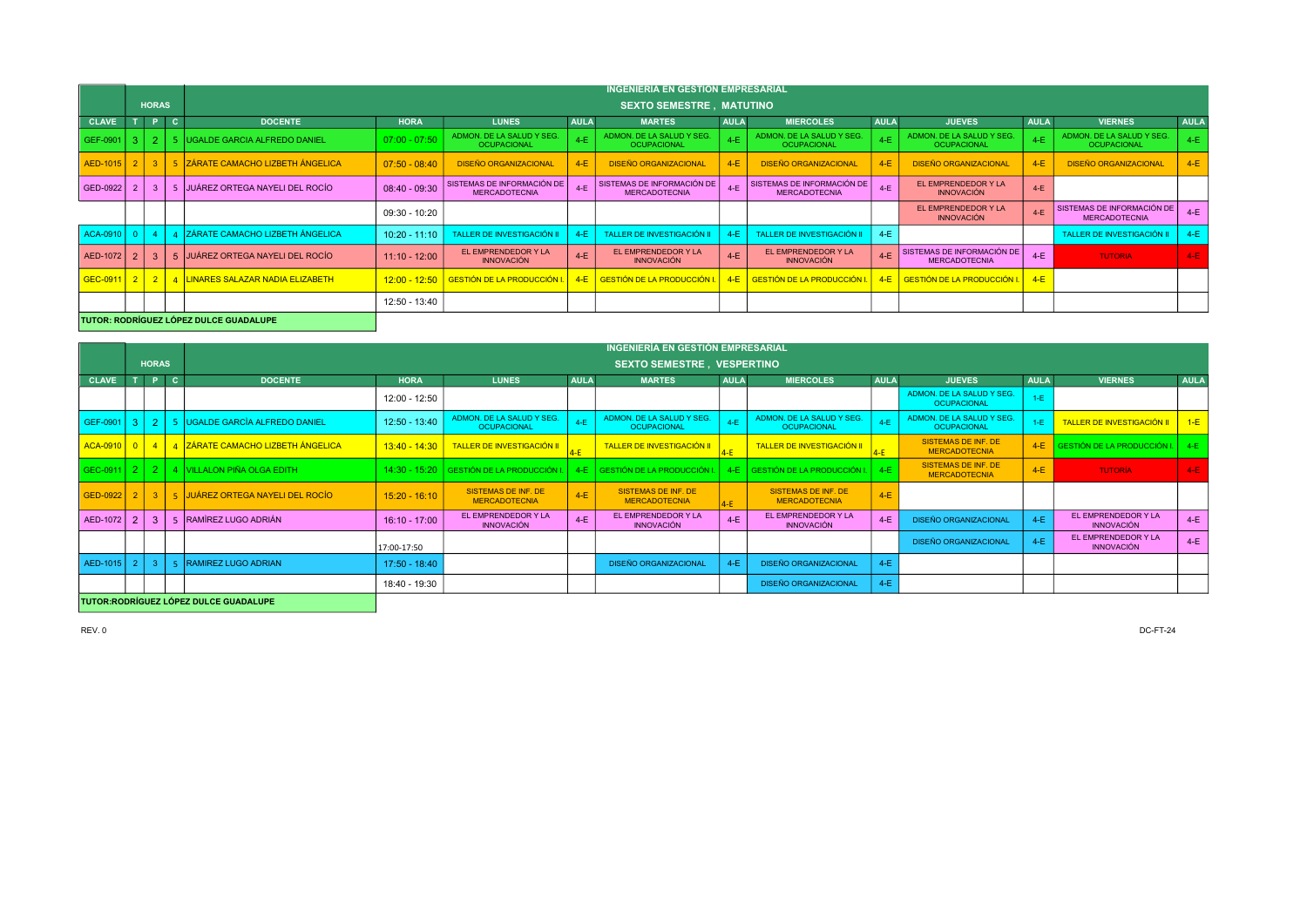| | HORAS | | | | | | | | | | | | | | |
|---|---|---|---|---|---|---|---|---|---|---|---|---|---|---|---|
| | | | | **INGENIERÍA EN GESTIÓN EMPRESARIAL** | | | | | | | | | | | |
| | | | | **SEXTO SEMESTRE , MATUTINO** | | | | | | | | | | | |
| **CLAVE** | **T** | **P** | **C** | **DOCENTE** | **HORA** | **LUNES** | **AULA** | **MARTES** | **AULA** | **MIERCOLES** | **AULA** | **JUEVES** | **AULA** | **VIERNES** | **AULA** |
| GEF-0901 | 3 | 2 | 5 | UGALDE GARCIA ALFREDO DANIEL | 07:00 - 07:50 | ADMON. DE LA SALUD Y SEG. OCUPACIONAL | 4-E | ADMON. DE LA SALUD Y SEG. OCUPACIONAL | 4-E | ADMON. DE LA SALUD Y SEG. OCUPACIONAL | 4-E | ADMON. DE LA SALUD Y SEG. OCUPACIONAL | 4-E | ADMON. DE LA SALUD Y SEG. OCUPACIONAL | 4-E |
| AED-1015 | 2 | 3 | 5 | ZÁRATE CAMACHO LIZBETH ÁNGELICA | 07:50 - 08:40 | DISEÑO ORGANIZACIONAL | 4-E | DISEÑO ORGANIZACIONAL | 4-E | DISEÑO ORGANIZACIONAL | 4-E | DISEÑO ORGANIZACIONAL | 4-E | DISEÑO ORGANIZACIONAL | 4-E |
| GED-0922 | 2 | 3 | 5 | JUÁREZ ORTEGA NAYELI DEL ROCÍO | 08:40 - 09:30 | SISTEMAS DE INFORMACIÓN DE MERCADOTECNIA | 4-E | SISTEMAS DE INFORMACIÓN DE MERCADOTECNIA | 4-E | SISTEMAS DE INFORMACIÓN DE MERCADOTECNIA | 4-E | EL EMPRENDEDOR Y LA INNOVACIÓN | 4-E | | |
| | | | | | 09:30 - 10:20 | | | | | | | EL EMPRENDEDOR Y LA INNOVACIÓN | 4-E | SISTEMAS DE INFORMACIÓN DE MERCADOTECNIA | 4-E |
| ACA-0910 | 0 | 4 | 4 | ZÁRATE CAMACHO LIZBETH ÁNGELICA | 10:20 - 11:10 | TALLER DE INVESTIGACIÓN II | 4-E | TALLER DE INVESTIGACIÓN II | 4-E | TALLER DE INVESTIGACIÓN II | 4-E | | | TALLER DE INVESTIGACIÓN II | 4-E |
| AED-1072 | 2 | 3 | 5 | JUÁREZ ORTEGA NAYELI DEL ROCÍO | 11:10 - 12:00 | EL EMPRENDEDOR Y LA INNOVACIÓN | 4-E | EL EMPRENDEDOR Y LA INNOVACIÓN | 4-E | EL EMPRENDEDOR Y LA INNOVACIÓN | 4-E | SISTEMAS DE INFORMACIÓN DE MERCADOTECNIA | 4-E | TUTORIA | 4-E |
| GEC-0911 | 2 | 2 | 4 | LINARES SALAZAR NADIA ELIZABETH | 12:00 - 12:50 | GESTIÓN DE LA PRODUCCIÓN I. | 4-E | GESTIÓN DE LA PRODUCCIÓN I. | 4-E | GESTIÓN DE LA PRODUCCIÓN I. | 4-E | GESTIÓN DE LA PRODUCCIÓN I. | 4-E | | |
| | | | | | 12:50 - 13:40 | | | | | | | | | | |

**TUTOR: RODRÍGUEZ LÓPEZ DULCE GUADALUPE**

| | HORAS | | | | | | | | | | | | | | |
|---|---|---|---|---|---|---|---|---|---|---|---|---|---|---|---|
| | | | | **INGENIERÍA EN GESTIÓN EMPRESARIAL** | | | | | | | | | | | |
| | | | | **SEXTO SEMESTRE , VESPERTINO** | | | | | | | | | | | |
| **CLAVE** | **T** | **P** | **C** | **DOCENTE** | **HORA** | **LUNES** | **AULA** | **MARTES** | **AULA** | **MIERCOLES** | **AULA** | **JUEVES** | **AULA** | **VIERNES** | **AULA** |
| | | | | | 12:00 - 12:50 | | | | | | | ADMON. DE LA SALUD Y SEG. OCUPACIONAL | 1-E | | |
| GEF-0901 | 3 | 2 | 5 | UGALDE GARCÍA ALFREDO DANIEL | 12:50 - 13:40 | ADMON. DE LA SALUD Y SEG. OCUPACIONAL | 4-E | ADMON. DE LA SALUD Y SEG. OCUPACIONAL | 4-E | ADMON. DE LA SALUD Y SEG. OCUPACIONAL | 4-E | ADMON. DE LA SALUD Y SEG. OCUPACIONAL | 1-E | TALLER DE INVESTIGACIÓN II | 1-E |
| ACA-0910 | 0 | 4 | 4 | ZÁRATE CAMACHO LIZBETH ÁNGELICA | 13:40 - 14:30 | TALLER DE INVESTIGACIÓN II | 4-E | TALLER DE INVESTIGACIÓN II | 4-E | TALLER DE INVESTIGACIÓN II | 4-E | SISTEMAS DE INF. DE MERCADOTECNIA | 4-E | GESTIÓN DE LA PRODUCCIÓN I. | 4-E |
| GEC-0911 | 2 | 2 | 4 | VILLALON PIÑA OLGA EDITH | 14:30 - 15:20 | GESTIÓN DE LA PRODUCCIÓN I. | 4-E | GESTIÓN DE LA PRODUCCIÓN I. | 4-E | GESTIÓN DE LA PRODUCCIÓN I. | 4-E | SISTEMAS DE INF. DE MERCADOTECNIA | 4-E | TUTORIA | 4-E |
| GED-0922 | 2 | 3 | 5 | JUÁREZ ORTEGA NAYELI DEL ROCÍO | 15:20 - 16:10 | SISTEMAS DE INF. DE MERCADOTECNIA | 4-E | SISTEMAS DE INF. DE MERCADOTECNIA | 4-E | SISTEMAS DE INF. DE MERCADOTECNIA | 4-E | | | | |
| AED-1072 | 2 | 3 | 5 | RAMÍREZ LUGO ADRIÁN | 16:10 - 17:00 | EL EMPRENDEDOR Y LA INNOVACIÓN | 4-E | EL EMPRENDEDOR Y LA INNOVACIÓN | 4-E | EL EMPRENDEDOR Y LA INNOVACIÓN | 4-E | DISEÑO ORGANIZACIONAL | 4-E | EL EMPRENDEDOR Y LA INNOVACIÓN | 4-E |
| | | | | | 17:00-17:50 | | | | | | | DISEÑO ORGANIZACIONAL | 4-E | EL EMPRENDEDOR Y LA INNOVACIÓN | 4-E |
| AED-1015 | 2 | 3 | 5 | RAMIREZ LUGO ADRIAN | 17:50 - 18:40 | | | DISEÑO ORGANIZACIONAL | 4-E | DISEÑO ORGANIZACIONAL | 4-E | | | | |
| | | | | | 18:40 - 19:30 | | | | | DISEÑO ORGANIZACIONAL | 4-E | | | | |

**TUTOR:RODRÍGUEZ LÓPEZ DULCE GUADALUPE**

REV. 0

DC-FT-24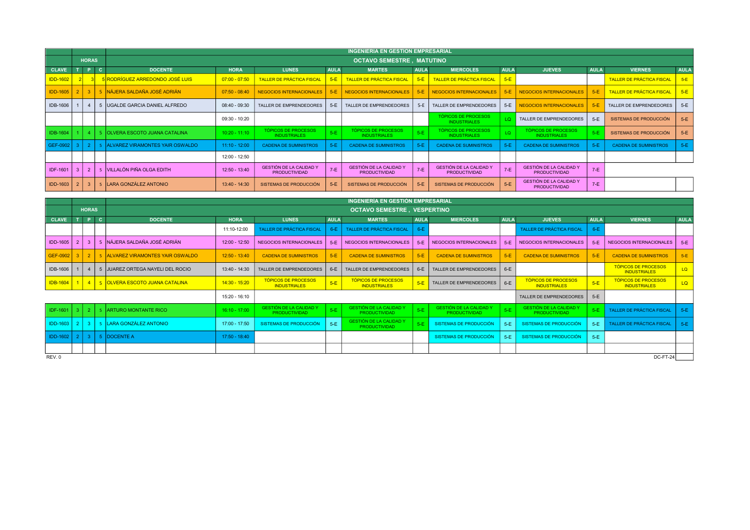| | HORAS | | | | | | | | | | | | | | |
|---|---|---|---|---|---|---|---|---|---|---|---|---|---|---|---|
| | | | | INGENIERIA EN GESTION EMPRESARIAL<br>OCTAVO SEMESTRE , MATUTINO | | | | | | | | | | | |
| CLAVE | T | P | C | DOCENTE | HORA | LUNES | AULA | MARTES | AULA | MIERCOLES | AULA | JUEVES | AULA | VIERNES | AULA |
| IDD-1602 | 2 | 3 | 5 | RODRÍGUEZ ARREDONDO JOSÉ LUIS | 07:00 - 07:50 | TALLER DE PRÁCTICA FISCAL | 5-E | TALLER DE PRÁCTICA FISCAL | 5-E | TALLER DE PRÁCTICA FISCAL | 5-E | | | TALLER DE PRÁCTICA FISCAL | 5-E |
| IDD-1605 | 2 | 3 | 5 | NÁJERA SALDAÑA JOSÉ ADRIÁN | 07:50 - 08:40 | NEGOCIOS INTERNACIONALES | 5-E | NEGOCIOS INTERNACIONALES | 5-E | NEGOCIOS INTERNACIONALES | 5-E | NEGOCIOS INTERNACIONALES | 5-E | TALLER DE PRÁCTICA FISCAL | 5-E |
| IDB-1606 | 1 | 4 | 5 | UGALDE GARCIA DANIEL ALFREDO | 08:40 - 09:30 | TALLER DE EMPRENDEDORES | 5-E | TALLER DE EMPRENDEDORES | 5-E | TALLER DE EMPRENDEDORES | 5-E | NEGOCIOS INTERNACIONALES | 5-E | TALLER DE EMPRENDEDORES | 5-E |
| | | | | | 09:30 - 10:20 | | | | | TÓPICOS DE PROCESOS INDUSTRIALES | LQ | TALLER DE EMPRENDEDORES | 5-E | SISTEMAS DE PRODUCCIÓN | 5-E |
| IDB-1604 | 1 | 4 | 5 | OLVERA ESCOTO JUANA CATALINA | 10:20 - 11:10 | TÓPICOS DE PROCESOS INDUSTRIALES | 5-E | TÓPICOS DE PROCESOS INDUSTRIALES | 5-E | TÓPICOS DE PROCESOS INDUSTRIALES | LQ | TÓPICOS DE PROCESOS INDUSTRIALES | 5-E | SISTEMAS DE PRODUCCIÓN | 5-E |
| GEF-0902 | 3 | 2 | 5 | ALVAREZ VIRAMONTES YAIR OSWALDO | 11:10 - 12:00 | CADENA DE SUMINISTROS | 5-E | CADENA DE SUMINISTROS | 5-E | CADENA DE SUMINISTROS | 5-E | CADENA DE SUMINISTROS | 5-E | CADENA DE SUMINISTROS | 5-E |
| | | | | | 12:00 - 12:50 | | | | | | | | | | |
| IDF-1601 | 3 | 2 | 5 | VILLALÓN PIÑA OLGA EDITH | 12:50 - 13:40 | GESTIÓN DE LA CALIDAD Y PRODUCTIVIDAD | 7-E | GESTIÓN DE LA CALIDAD Y PRODUCTIVIDAD | 7-E | GESTIÓN DE LA CALIDAD Y PRODUCTIVIDAD | 7-E | GESTIÓN DE LA CALIDAD Y PRODUCTIVIDAD | 7-E | | |
| IDD-1603 | 2 | 3 | 5 | LARA GONZÁLEZ ANTONIO | 13:40 - 14:30 | SISTEMAS DE PRODUCCIÓN | 5-E | SISTEMAS DE PRODUCCIÓN | 5-E | SISTEMAS DE PRODUCCIÓN | 5-E | GESTIÓN DE LA CALIDAD Y PRODUCTIVIDAD | 7-E | | |

| | HORAS | | | | | | | | | | | | | | |
|---|---|---|---|---|---|---|---|---|---|---|---|---|---|---|---|
| | | | | INGENIERIA EN GESTION EMPRESARIAL<br>OCTAVO SEMESTRE , VESPERTINO | | | | | | | | | | | |
| CLAVE | T | P | C | DOCENTE | HORA | LUNES | AULA | MARTES | AULA | MIERCOLES | AULA | JUEVES | AULA | VIERNES | AULA |
| | | | | | 11:10-12:00 | TALLER DE PRÁCTICA FISCAL | 6-E | TALLER DE PRÁCTICA FISCAL | 6-E | | | TALLER DE PRÁCTICA FISCAL | 6-E | | |
| IDD-1605 | 2 | 3 | 5 | NÁJERA SALDAÑA JOSÉ ADRIÁN | 12:00 - 12:50 | NEGOCIOS INTERNACIONALES | 5-E | NEGOCIOS INTERNACIONALES | 5-E | NEGOCIOS INTERNACIONALES | 5-E | NEGOCIOS INTERNACIONALES | 5-E | NEGOCIOS INTERNACIONALES | 5-E |
| GEF-0902 | 3 | 2 | 5 | ALVAREZ VIRAMONTES YAIR OSWALDO | 12:50 - 13:40 | CADENA DE SUMINISTROS | 5-E | CADENA DE SUMINISTROS | 5-E | CADENA DE SUMINISTROS | 5-E | CADENA DE SUMINISTROS | 5-E | CADENA DE SUMINISTROS | 5-E |
| IDB-1606 | 1 | 4 | 5 | JUAREZ ORTEGA NAYELI DEL ROCIO | 13:40 - 14:30 | TALLER DE EMPRENDEDORES | 6-E | TALLER DE EMPRENDEDORES | 6-E | TALLER DE EMPRENDEDORES | 6-E | | | TÓPICOS DE PROCESOS INDUSTRIALES | LQ |
| IDB-1604 | 1 | 4 | 5 | OLVERA ESCOTO JUANA CATALINA | 14:30 - 15:20 | TÓPICOS DE PROCESOS INDUSTRIALES | 5-E | TÓPICOS DE PROCESOS INDUSTRIALES | 5-E | TALLER DE EMPRENDEDORES | 6-E | TÓPICOS DE PROCESOS INDUSTRIALES | 5-E | TÓPICOS DE PROCESOS INDUSTRIALES | LQ |
| | | | | | 15:20 - 16:10 | | | | | | | TALLER DE EMPRENDEDORES | 5-E | | |
| IDF-1601 | 3 | 2 | 5 | ARTURO MONTANTE RICO | 16:10 - 17:00 | GESTIÓN DE LA CALIDAD Y PRODUCTIVIDAD | 5-E | GESTIÓN DE LA CALIDAD Y PRODUCTIVIDAD | 5-E | GESTIÓN DE LA CALIDAD Y PRODUCTIVIDAD | 5-E | GESTIÓN DE LA CALIDAD Y PRODUCTIVIDAD | 5-E | TALLER DE PRÁCTICA FISCAL | 5-E |
| IDD-1603 | 2 | 3 | 5 | LARA GONZÁLEZ ANTONIO | 17:00 - 17:50 | SISTEMAS DE PRODUCCIÓN | 5-E | GESTIÓN DE LA CALIDAD Y PRODUCTIVIDAD | 5-E | SISTEMAS DE PRODUCCIÓN | 5-E | SISTEMAS DE PRODUCCIÓN | 5-E | TALLER DE PRÁCTICA FISCAL | 5-E |
| IDD-1602 | 2 | 3 | 5 | DOCENTE A | 17:50 - 18:40 | | | | | SISTEMAS DE PRODUCCIÓN | 5-E | SISTEMAS DE PRODUCCIÓN | 5-E | | |
| | | | | | | | | | | | | | | | |

REV. 0

DC-FT-24